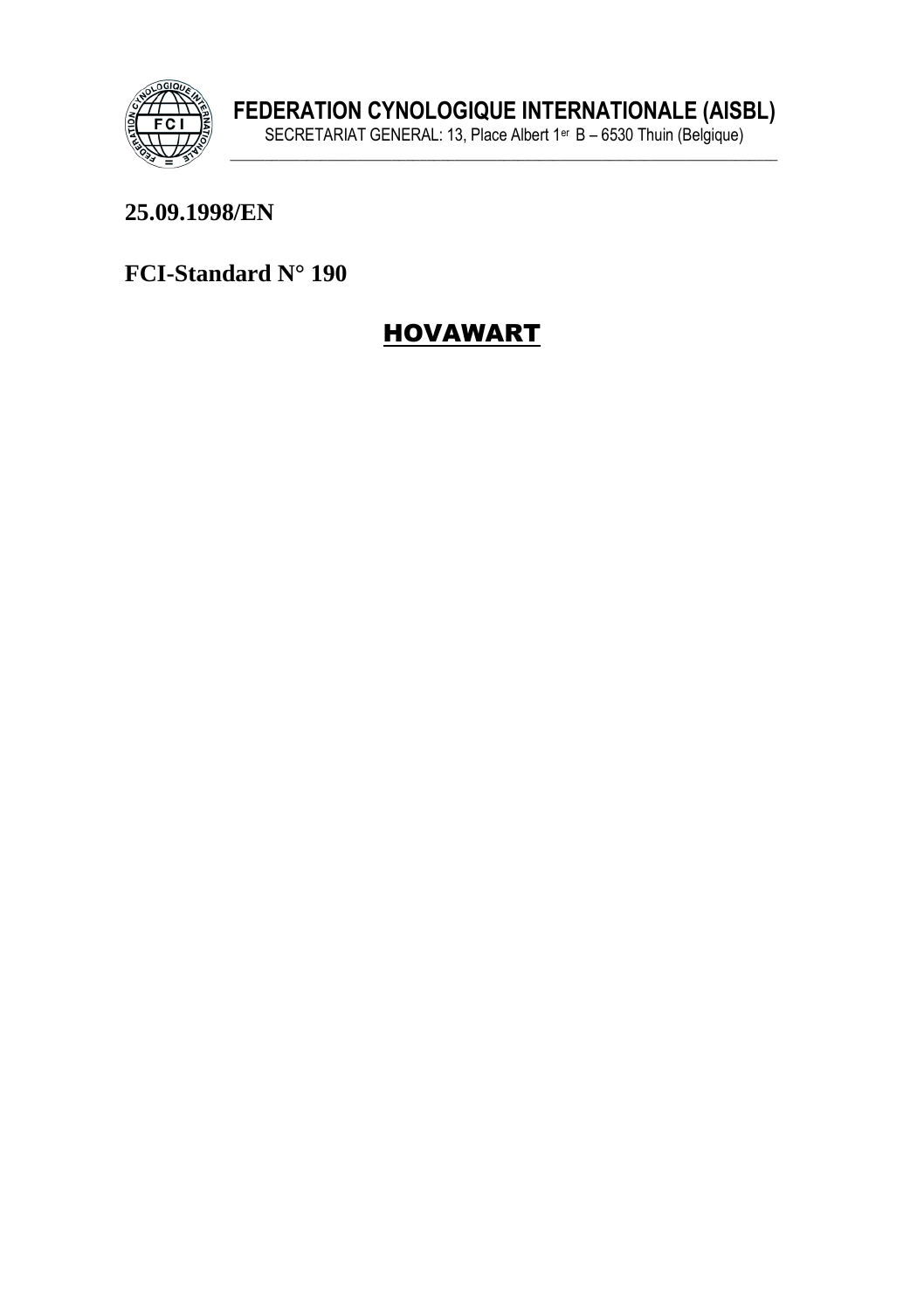**FEDERATION CYNOLOGIQUE INTERNATIONALE (AISBL)**
SECRETARIAT GENERAL: 13, Place Albert 1er B – 6530 Thuin (Belgique)

**25.09.1998/EN**

**FCI-Standard N° 190**

# HOVAWART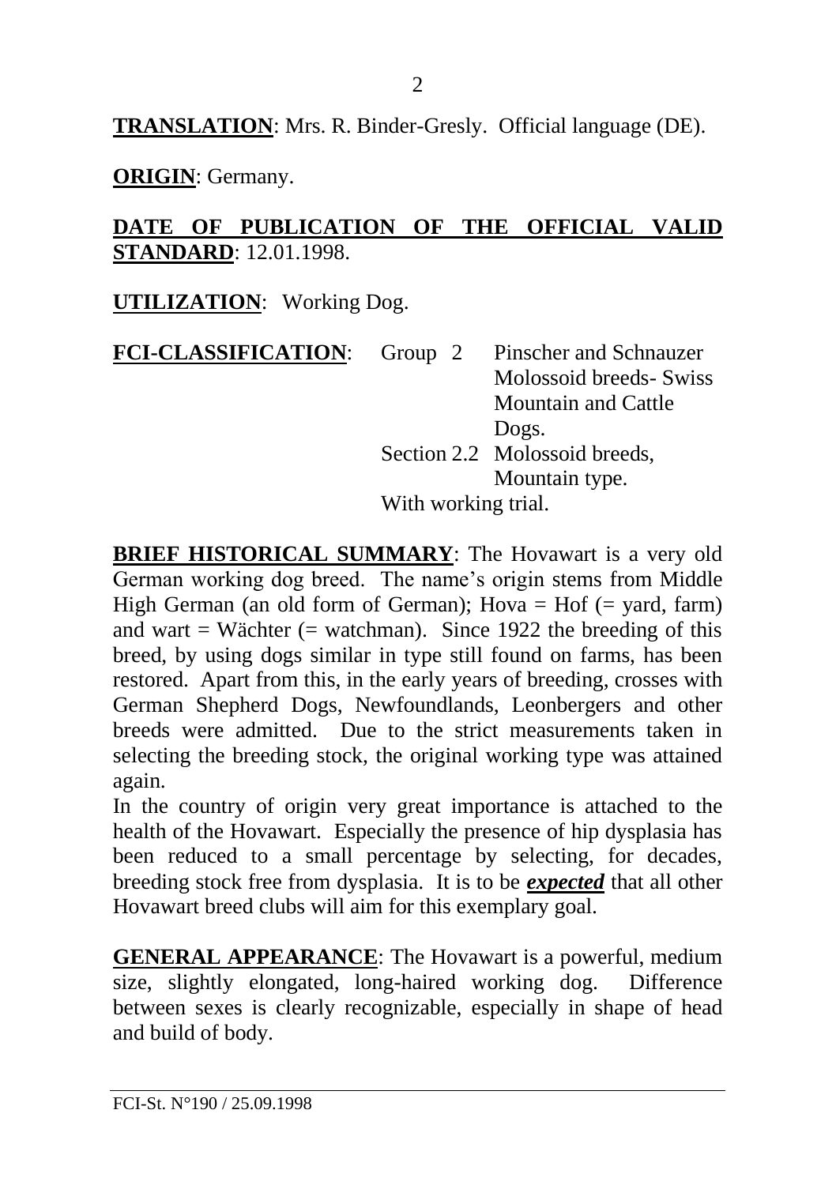**<u>TRANSLATION</u>**: Mrs. R. Binder-Gresly. Official language (DE).

**<u>ORIGIN</u>**: Germany.

**<u>DATE OF PUBLICATION OF THE OFFICIAL VALID STANDARD</u>**: 12.01.1998.

**<u>UTILIZATION</u>**: Working Dog.

**<u>FCI-CLASSIFICATION</u>**: Group 2 Pinscher and Schnauzer Molossoid breeds- Swiss Mountain and Cattle Dogs.
Section 2.2 Molossoid breeds, Mountain type.
With working trial.

**<u>BRIEF HISTORICAL SUMMARY</u>**: The Hovawart is a very old German working dog breed. The name's origin stems from Middle High German (an old form of German); Hova = Hof (= yard, farm) and wart = Wächter (= watchman). Since 1922 the breeding of this breed, by using dogs similar in type still found on farms, has been restored. Apart from this, in the early years of breeding, crosses with German Shepherd Dogs, Newfoundlands, Leonbergers and other breeds were admitted. Due to the strict measurements taken in selecting the breeding stock, the original working type was attained again.
In the country of origin very great importance is attached to the health of the Hovawart. Especially the presence of hip dysplasia has been reduced to a small percentage by selecting, for decades, breeding stock free from dysplasia. It is to be ***<u>expected</u>*** that all other Hovawart breed clubs will aim for this exemplary goal.

**<u>GENERAL APPEARANCE</u>**: The Hovawart is a powerful, medium size, slightly elongated, long-haired working dog. Difference between sexes is clearly recognizable, especially in shape of head and build of body.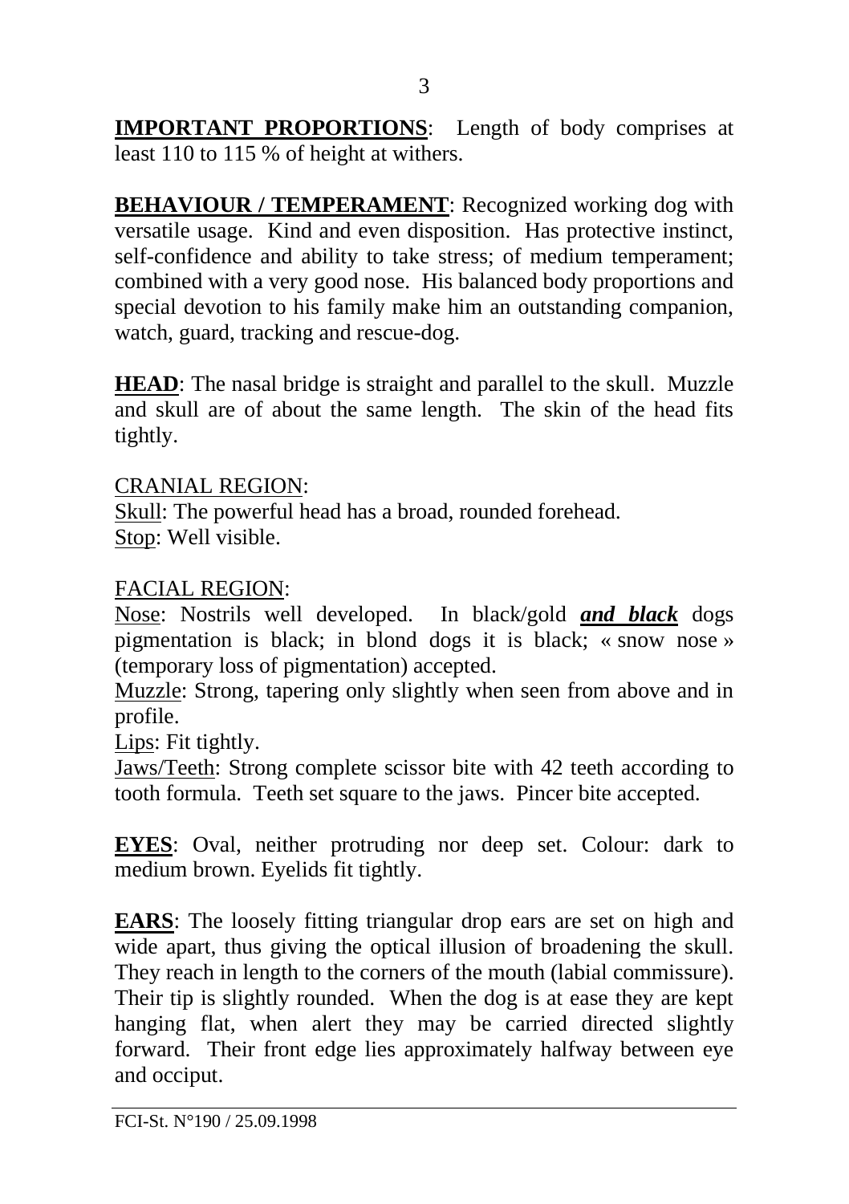**IMPORTANT PROPORTIONS**: Length of body comprises at least 110 to 115 % of height at withers.

**BEHAVIOUR / TEMPERAMENT**: Recognized working dog with versatile usage. Kind and even disposition. Has protective instinct, self-confidence and ability to take stress; of medium temperament; combined with a very good nose. His balanced body proportions and special devotion to his family make him an outstanding companion, watch, guard, tracking and rescue-dog.

**HEAD**: The nasal bridge is straight and parallel to the skull. Muzzle and skull are of about the same length. The skin of the head fits tightly.

CRANIAL REGION:
Skull: The powerful head has a broad, rounded forehead.
Stop: Well visible.

FACIAL REGION:
Nose: Nostrils well developed. In black/gold ***and black*** dogs pigmentation is black; in blond dogs it is black; « snow nose » (temporary loss of pigmentation) accepted.
Muzzle: Strong, tapering only slightly when seen from above and in profile.
Lips: Fit tightly.
Jaws/Teeth: Strong complete scissor bite with 42 teeth according to tooth formula. Teeth set square to the jaws. Pincer bite accepted.

**EYES**: Oval, neither protruding nor deep set. Colour: dark to medium brown. Eyelids fit tightly.

**EARS**: The loosely fitting triangular drop ears are set on high and wide apart, thus giving the optical illusion of broadening the skull. They reach in length to the corners of the mouth (labial commissure). Their tip is slightly rounded. When the dog is at ease they are kept hanging flat, when alert they may be carried directed slightly forward. Their front edge lies approximately halfway between eye and occiput.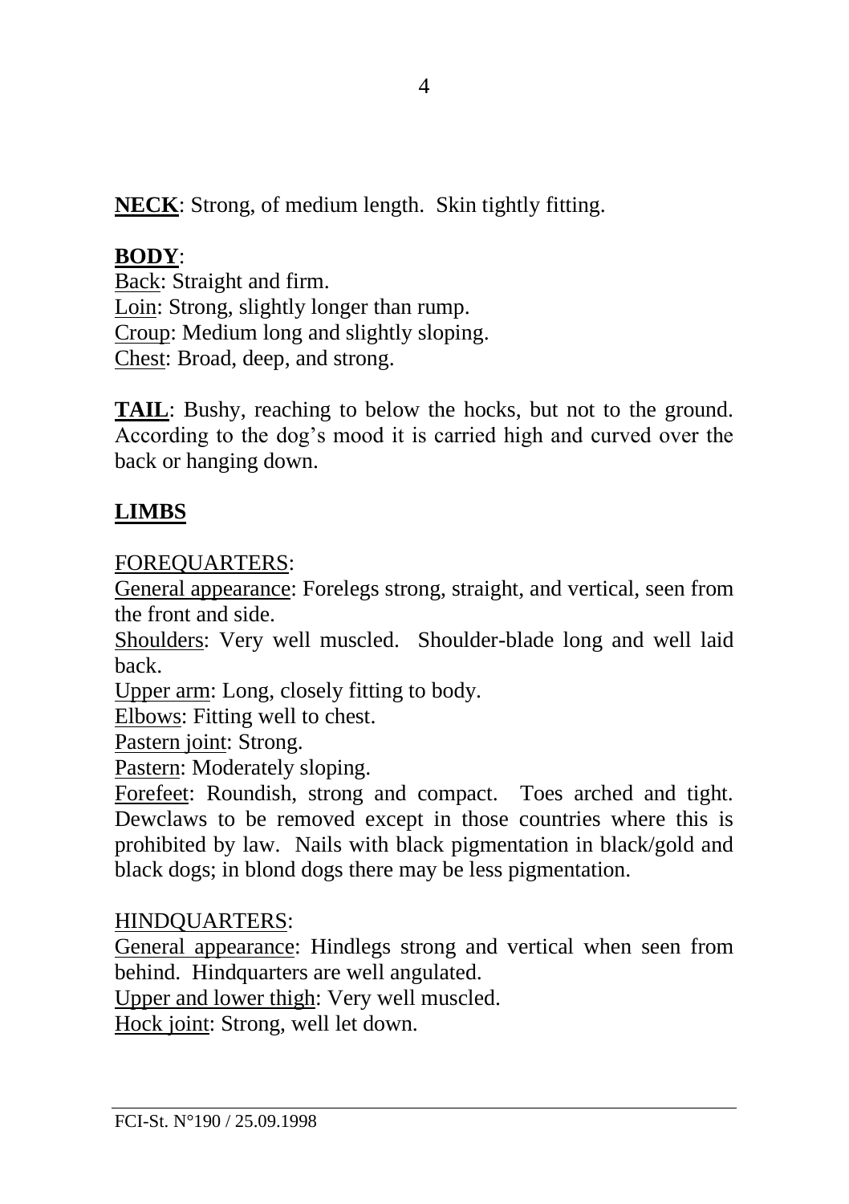**NECK**: Strong, of medium length. Skin tightly fitting.

**BODY**:
Back: Straight and firm.
Loin: Strong, slightly longer than rump.
Croup: Medium long and slightly sloping.
Chest: Broad, deep, and strong.

**TAIL**: Bushy, reaching to below the hocks, but not to the ground. According to the dog's mood it is carried high and curved over the back or hanging down.

**LIMBS**

FOREQUARTERS:
General appearance: Forelegs strong, straight, and vertical, seen from the front and side.
Shoulders: Very well muscled. Shoulder-blade long and well laid back.
Upper arm: Long, closely fitting to body.
Elbows: Fitting well to chest.
Pastern joint: Strong.
Pastern: Moderately sloping.
Forefeet: Roundish, strong and compact. Toes arched and tight. Dewclaws to be removed except in those countries where this is prohibited by law. Nails with black pigmentation in black/gold and black dogs; in blond dogs there may be less pigmentation.

HINDQUARTERS:
General appearance: Hindlegs strong and vertical when seen from behind. Hindquarters are well angulated.
Upper and lower thigh: Very well muscled.
Hock joint: Strong, well let down.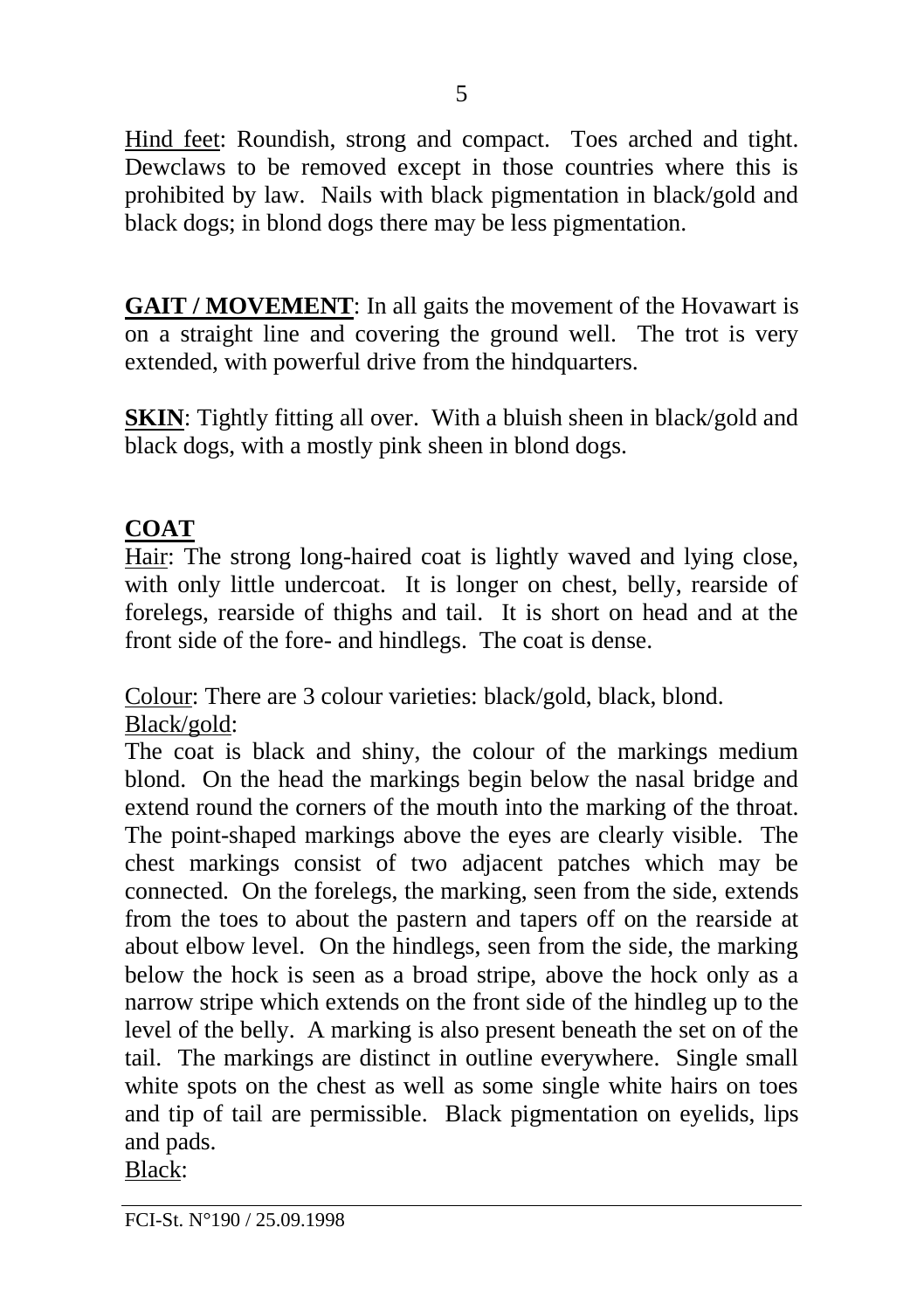<u>Hind feet</u>: Roundish, strong and compact. Toes arched and tight. Dewclaws to be removed except in those countries where this is prohibited by law. Nails with black pigmentation in black/gold and black dogs; in blond dogs there may be less pigmentation.

**GAIT / MOVEMENT**: In all gaits the movement of the Hovawart is on a straight line and covering the ground well. The trot is very extended, with powerful drive from the hindquarters.

**SKIN**: Tightly fitting all over. With a bluish sheen in black/gold and black dogs, with a mostly pink sheen in blond dogs.

**COAT**

<u>Hair</u>: The strong long-haired coat is lightly waved and lying close, with only little undercoat. It is longer on chest, belly, rearside of forelegs, rearside of thighs and tail. It is short on head and at the front side of the fore- and hindlegs. The coat is dense.

<u>Colour</u>: There are 3 colour varieties: black/gold, black, blond.

<u>Black/gold</u>:

The coat is black and shiny, the colour of the markings medium blond. On the head the markings begin below the nasal bridge and extend round the corners of the mouth into the marking of the throat. The point-shaped markings above the eyes are clearly visible. The chest markings consist of two adjacent patches which may be connected. On the forelegs, the marking, seen from the side, extends from the toes to about the pastern and tapers off on the rearside at about elbow level. On the hindlegs, seen from the side, the marking below the hock is seen as a broad stripe, above the hock only as a narrow stripe which extends on the front side of the hindleg up to the level of the belly. A marking is also present beneath the set on of the tail. The markings are distinct in outline everywhere. Single small white spots on the chest as well as some single white hairs on toes and tip of tail are permissible. Black pigmentation on eyelids, lips and pads.

<u>Black</u>: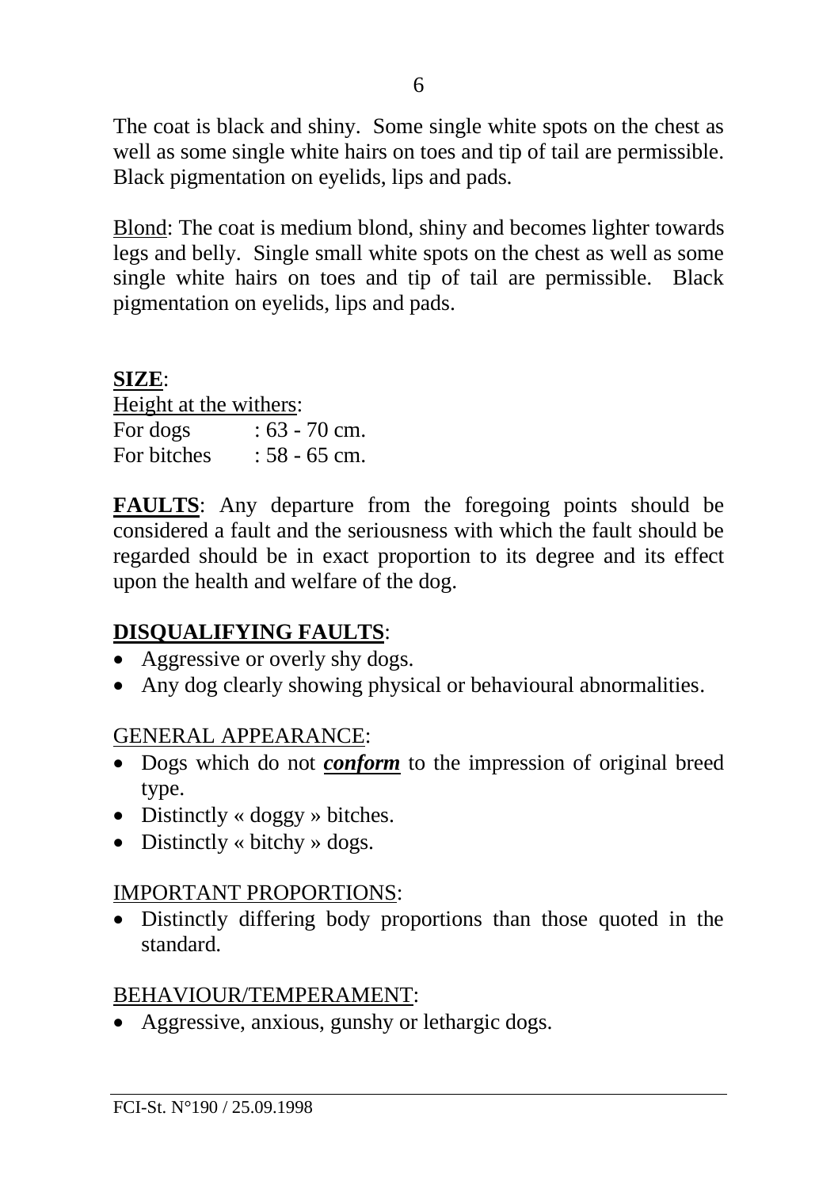The coat is black and shiny. Some single white spots on the chest as well as some single white hairs on toes and tip of tail are permissible. Black pigmentation on eyelids, lips and pads.

Blond: The coat is medium blond, shiny and becomes lighter towards legs and belly. Single small white spots on the chest as well as some single white hairs on toes and tip of tail are permissible. Black pigmentation on eyelids, lips and pads.

**SIZE**:

Height at the withers:

For dogs : 63 - 70 cm.
For bitches : 58 - 65 cm.

**FAULTS**: Any departure from the foregoing points should be considered a fault and the seriousness with which the fault should be regarded should be in exact proportion to its degree and its effect upon the health and welfare of the dog.

**DISQUALIFYING FAULTS**:

- Aggressive or overly shy dogs.
- Any dog clearly showing physical or behavioural abnormalities.

GENERAL APPEARANCE:

- Dogs which do not ***conform*** to the impression of original breed type.
- Distinctly « doggy » bitches.
- Distinctly « bitchy » dogs.

IMPORTANT PROPORTIONS:

- Distinctly differing body proportions than those quoted in the standard.

BEHAVIOUR/TEMPERAMENT:

- Aggressive, anxious, gunshy or lethargic dogs.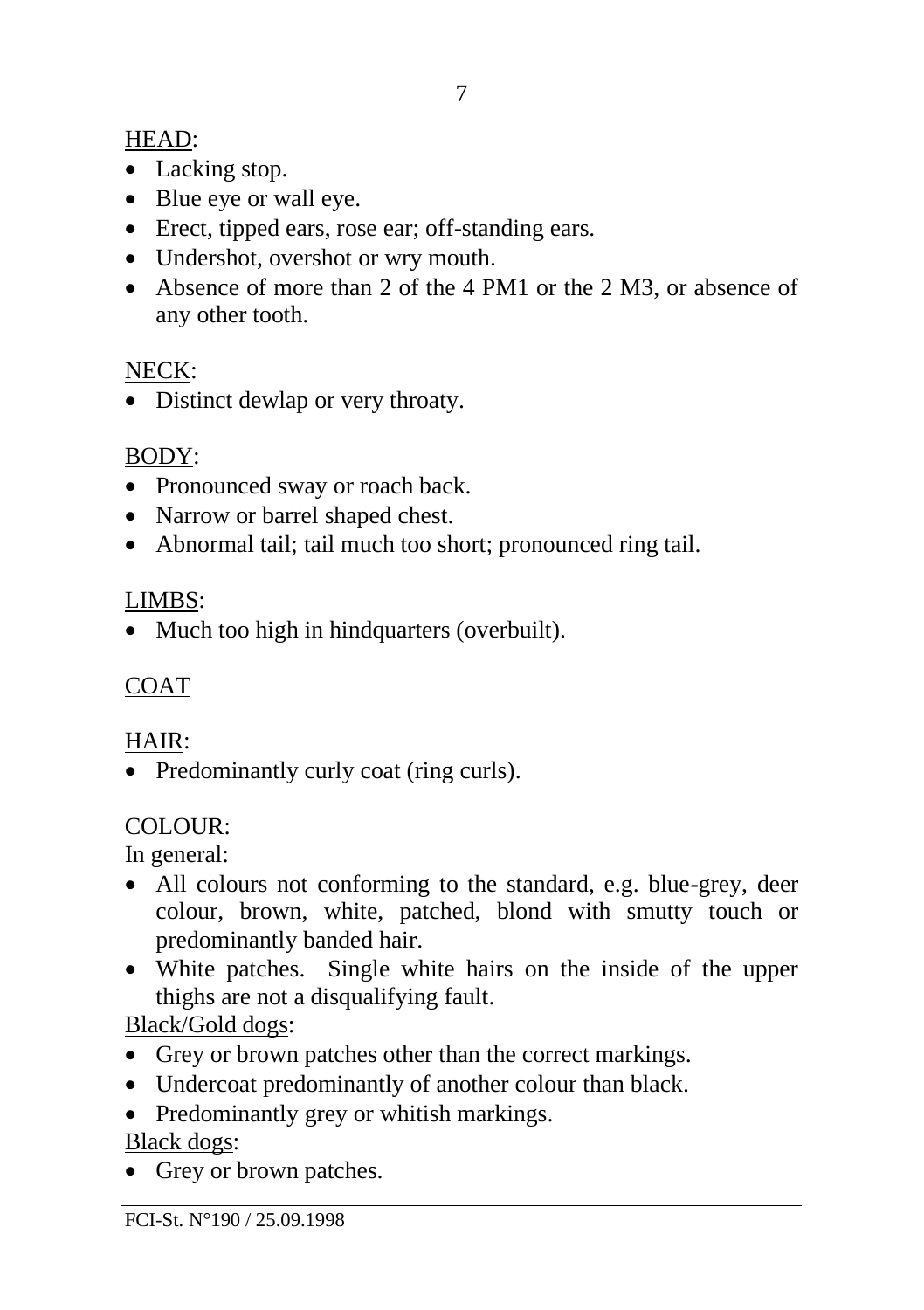HEAD:

- Lacking stop.
- Blue eye or wall eye.
- Erect, tipped ears, rose ear; off-standing ears.
- Undershot, overshot or wry mouth.
- Absence of more than 2 of the 4 PM1 or the 2 M3, or absence of any other tooth.

NECK:

- Distinct dewlap or very throaty.

BODY:

- Pronounced sway or roach back.
- Narrow or barrel shaped chest.
- Abnormal tail; tail much too short; pronounced ring tail.

LIMBS:

- Much too high in hindquarters (overbuilt).

COAT

HAIR:

- Predominantly curly coat (ring curls).

COLOUR:

In general:

- All colours not conforming to the standard, e.g. blue-grey, deer colour, brown, white, patched, blond with smutty touch or predominantly banded hair.
- White patches. Single white hairs on the inside of the upper thighs are not a disqualifying fault.

Black/Gold dogs:

- Grey or brown patches other than the correct markings.
- Undercoat predominantly of another colour than black.
- Predominantly grey or whitish markings.

Black dogs:

- Grey or brown patches.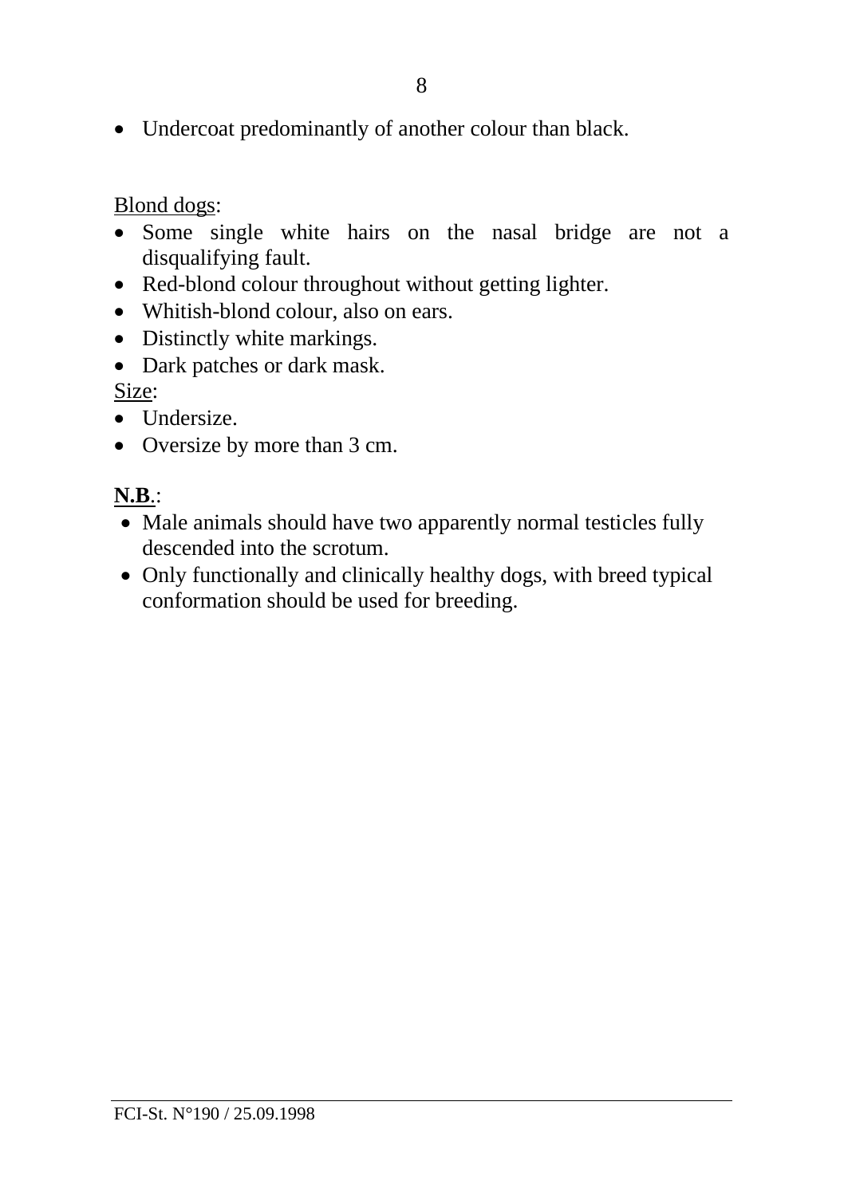- Undercoat predominantly of another colour than black.

Blond dogs:

- Some single white hairs on the nasal bridge are not a disqualifying fault.
- Red-blond colour throughout without getting lighter.
- Whitish-blond colour, also on ears.
- Distinctly white markings.
- Dark patches or dark mask.

Size:

- Undersize.
- Oversize by more than 3 cm.

**N.B.**:

- Male animals should have two apparently normal testicles fully descended into the scrotum.
- Only functionally and clinically healthy dogs, with breed typical conformation should be used for breeding.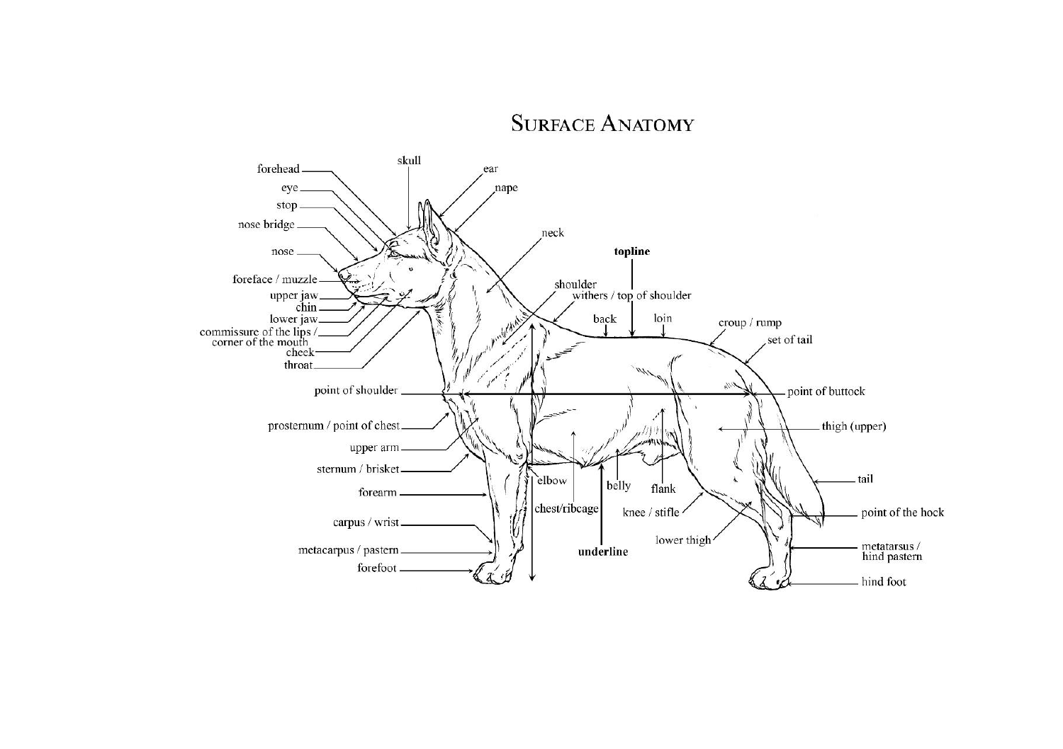# Surface Anatomy

forehead
eye
stop
nose bridge
nose
foreface / muzzle
upper jaw
chin
lower jaw
commissure of the lips / corner of the mouth
cheek
throat
skull
ear
nape
neck
topline
shoulder
withers / top of shoulder
back
loin
croup / rump
set of tail
point of shoulder
point of buttock
prosternum / point of chest
thigh (upper)
upper arm
sternum / brisket
elbow
belly
flank
tail
forearm
chest/ribcage
knee / stifle
point of the hock
carpus / wrist
lower thigh
metacarpus / pastern
underline
metatarsus / hind pastern
forefoot
hind foot